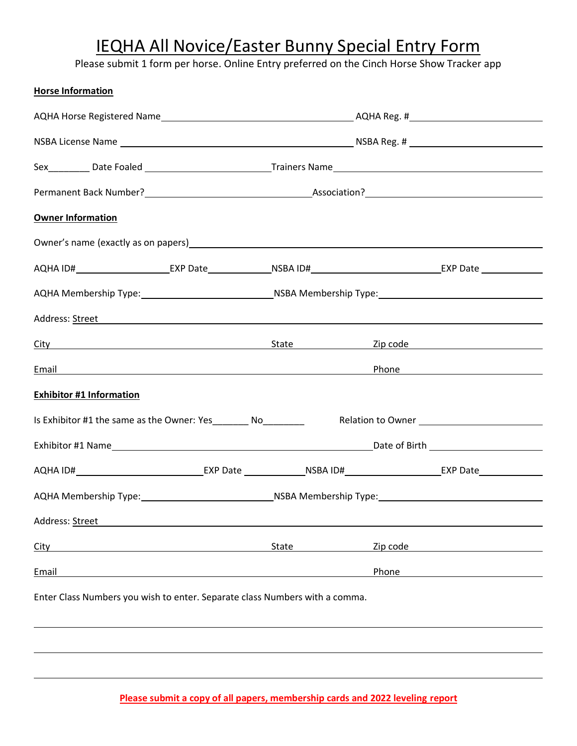# IEQHA All Novice/Easter Bunny Special Entry Form

Please submit 1 form per horse. Online Entry preferred on the Cinch Horse Show Tracker app

**Horse Information**

AQHA Horse Registered Name______________________________ AQHA Reg. #____________________

NSBA License Name ____________________________________ NSBA Reg. # ____________________

Sex________ Date Foaled ____________________ Trainers Name__________________________________

Permanent Back Number?__________________________ Association?____________________________

**Owner Information**

Owner's name (exactly as on papers)___________________________________________________________

AQHA ID#_______________ EXP Date__________ NSBA ID#____________________ EXP Date __________

AQHA Membership Type:____________________ NSBA Membership Type:_________________________

Address: Street___________________________________________________________________________

City____________________________________ State__________ Zip code_______________________

Email______________________________________________ Phone______________________________

**Exhibitor #1 Information**

Is Exhibitor #1 the same as the Owner: Yes_______ No________ Relation to Owner ____________________

Exhibitor #1 Name__________________________________________ Date of Birth ___________________

AQHA ID#____________________ EXP Date __________ NSBA ID#_______________ EXP Date__________

AQHA Membership Type:____________________ NSBA Membership Type:_________________________

Address: Street___________________________________________________________________________

City____________________________________ State__________ Zip code_______________________

Email______________________________________________ Phone______________________________

Enter Class Numbers you wish to enter. Separate class Numbers with a comma.

_______________________________________________________________________________________

_______________________________________________________________________________________

_______________________________________________________________________________________

**Please submit a copy of all papers, membership cards and 2022 leveling report**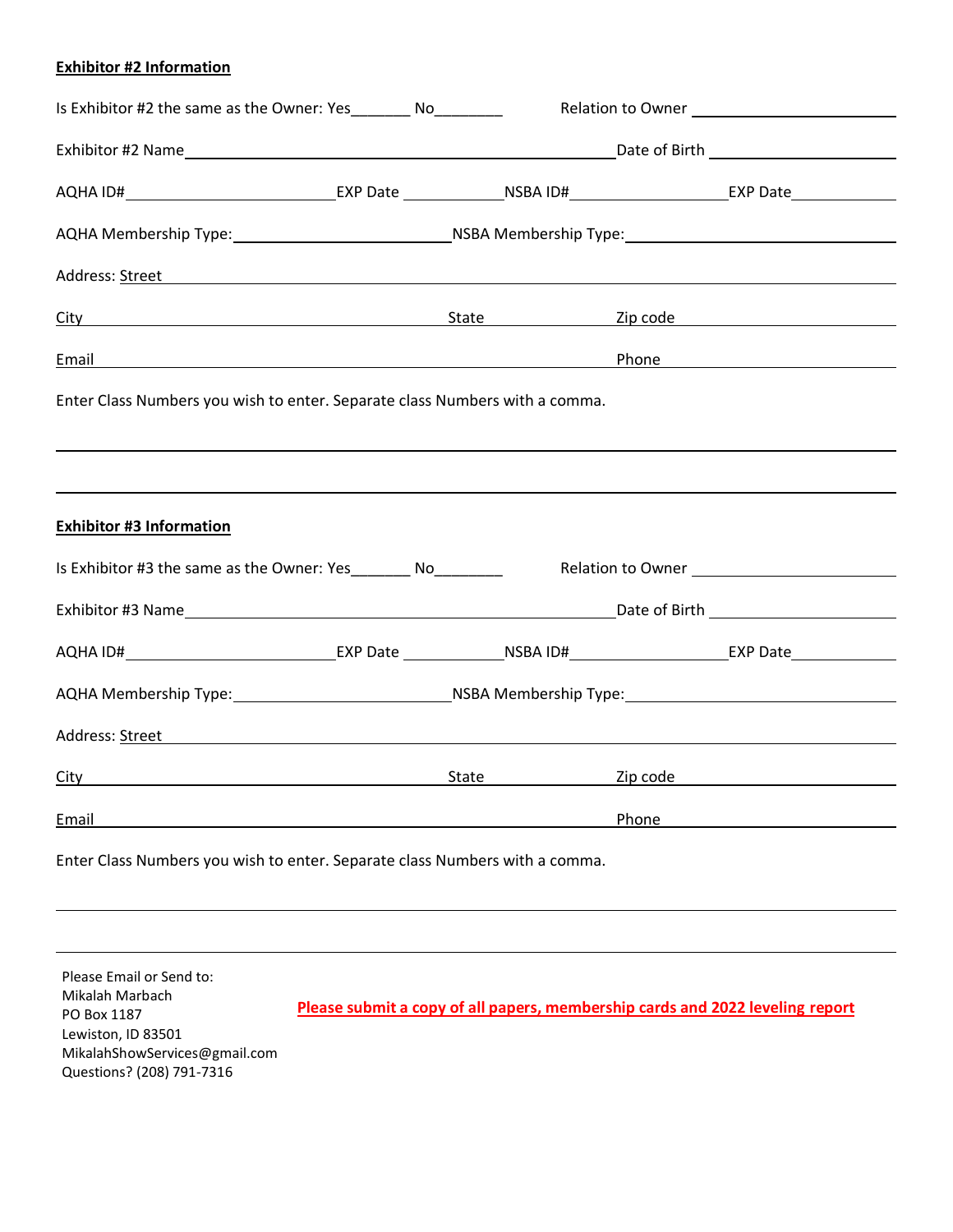**Exhibitor #2 Information**

Is Exhibitor #2 the same as the Owner: Yes_______ No________ Relation to Owner ________________________

Exhibitor #2 Name ______________________________________________ Date of Birth ______________________

AQHA ID# ________________________ EXP Date ____________ NSBA ID# __________________ EXP Date ____________

AQHA Membership Type: ________________________ NSBA Membership Type: ______________________________

Address: Street ___________________________________________________________________________

City ______________________________________ State ______________ Zip code _______________________

Email _______________________________________________________ Phone ___________________________

Enter Class Numbers you wish to enter. Separate class Numbers with a comma.

_________________________________________________________________________________________

_________________________________________________________________________________________

**Exhibitor #3 Information**

Is Exhibitor #3 the same as the Owner: Yes_______ No________ Relation to Owner ________________________

Exhibitor #3 Name ______________________________________________ Date of Birth ______________________

AQHA ID# ________________________ EXP Date ____________ NSBA ID# __________________ EXP Date ____________

AQHA Membership Type: ________________________ NSBA Membership Type: ______________________________

Address: Street ___________________________________________________________________________

City ______________________________________ State ______________ Zip code _______________________

Email _______________________________________________________ Phone ___________________________

Enter Class Numbers you wish to enter. Separate class Numbers with a comma.

_________________________________________________________________________________________

_________________________________________________________________________________________

Please Email or Send to:
Mikalah Marbach
PO Box 1187
Lewiston, ID 83501
MikalahShowServices@gmail.com
Questions? (208) 791-7316

**Please submit a copy of all papers, membership cards and 2022 leveling report**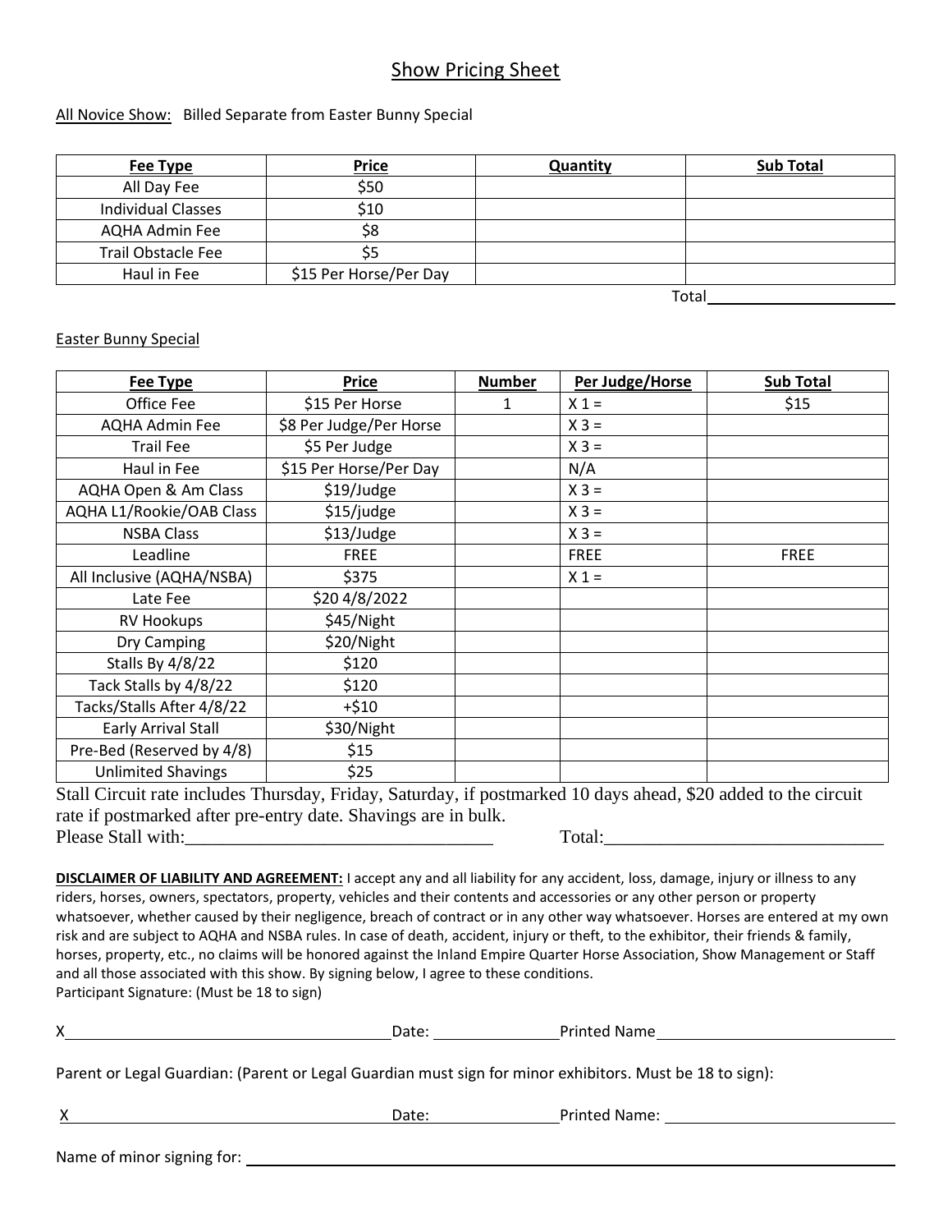# Show Pricing Sheet

All Novice Show: Billed Separate from Easter Bunny Special

| Fee Type | Price | Quantity | Sub Total |
|---|---|---|---|
| All Day Fee | $50 | | |
| Individual Classes | $10 | | |
| AQHA Admin Fee | $8 | | |
| Trail Obstacle Fee | $5 | | |
| Haul in Fee | $15 Per Horse/Per Day | | |

Total_______________

Easter Bunny Special

| Fee Type | Price | Number | Per Judge/Horse | Sub Total |
|---|---|---|---|---|
| Office Fee | $15 Per Horse | 1 | X 1 = | $15 |
| AQHA Admin Fee | $8 Per Judge/Per Horse | | X 3 = | |
| Trail Fee | $5 Per Judge | | X 3 = | |
| Haul in Fee | $15 Per Horse/Per Day | | N/A | |
| AQHA Open & Am Class | $19/Judge | | X 3 = | |
| AQHA L1/Rookie/OAB Class | $15/judge | | X 3 = | |
| NSBA Class | $13/Judge | | X 3 = | |
| Leadline | FREE | | FREE | FREE |
| All Inclusive (AQHA/NSBA) | $375 | | X 1 = | |
| Late Fee | $20 4/8/2022 | | | |
| RV Hookups | $45/Night | | | |
| Dry Camping | $20/Night | | | |
| Stalls By 4/8/22 | $120 | | | |
| Tack Stalls by 4/8/22 | $120 | | | |
| Tacks/Stalls After 4/8/22 | +$10 | | | |
| Early Arrival Stall | $30/Night | | | |
| Pre-Bed (Reserved by 4/8) | $15 | | | |
| Unlimited Shavings | $25 | | | |

Stall Circuit rate includes Thursday, Friday, Saturday, if postmarked 10 days ahead, $20 added to the circuit rate if postmarked after pre-entry date. Shavings are in bulk.

Please Stall with:_______________________________ Total:_______________________________

**DISCLAIMER OF LIABILITY AND AGREEMENT:** I accept any and all liability for any accident, loss, damage, injury or illness to any riders, horses, owners, spectators, property, vehicles and their contents and accessories or any other person or property whatsoever, whether caused by their negligence, breach of contract or in any other way whatsoever. Horses are entered at my own risk and are subject to AQHA and NSBA rules. In case of death, accident, injury or theft, to the exhibitor, their friends & family, horses, property, etc., no claims will be honored against the Inland Empire Quarter Horse Association, Show Management or Staff and all those associated with this show. By signing below, I agree to these conditions.

Participant Signature: (Must be 18 to sign)

X_______________________________ Date: _______________ Printed Name_______________________________

Parent or Legal Guardian: (Parent or Legal Guardian must sign for minor exhibitors. Must be 18 to sign):

X_______________________________ Date: _______________ Printed Name: _______________________________

Name of minor signing for: _______________________________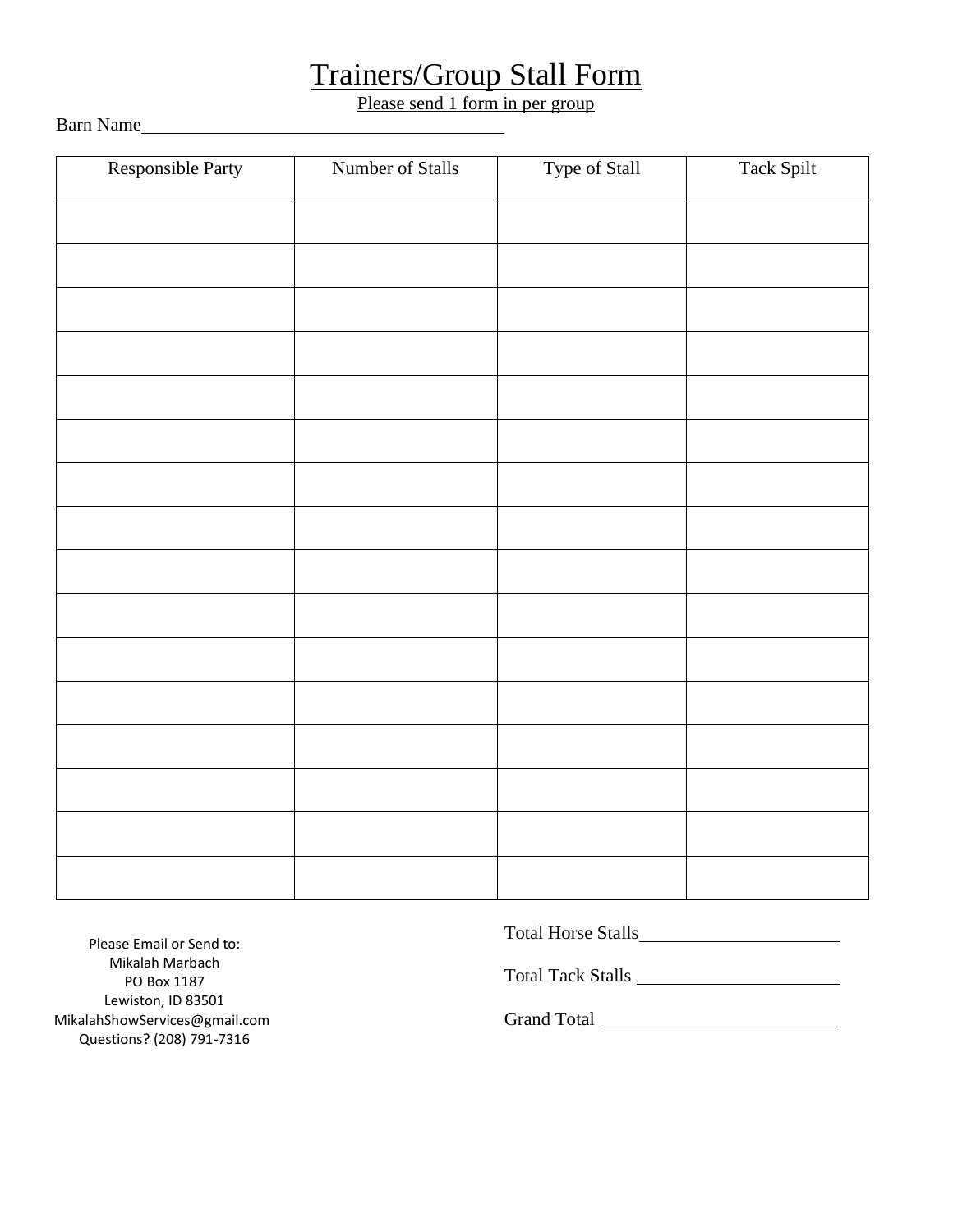# Trainers/Group Stall Form

Please send 1 form in per group

Barn Name\_\_\_\_\_\_\_\_\_\_\_\_\_\_\_\_\_\_\_\_\_\_\_\_\_\_\_\_\_\_\_\_\_\_\_\_\_\_

| Responsible Party | Number of Stalls | Type of Stall | Tack Spilt |
|---|---|---|---|
| | | | |
| | | | |
| | | | |
| | | | |
| | | | |
| | | | |
| | | | |
| | | | |
| | | | |
| | | | |
| | | | |
| | | | |
| | | | |
| | | | |
| | | | |
| | | | |

Total Horse Stalls\_\_\_\_\_\_\_\_\_\_\_\_\_\_\_\_\_\_\_\_

Total Tack Stalls \_\_\_\_\_\_\_\_\_\_\_\_\_\_\_\_\_\_\_\_

Grand Total \_\_\_\_\_\_\_\_\_\_\_\_\_\_\_\_\_\_\_\_\_\_\_\_

Please Email or Send to:
Mikalah Marbach
PO Box 1187
Lewiston, ID 83501
MikalahShowServices@gmail.com
Questions? (208) 791-7316